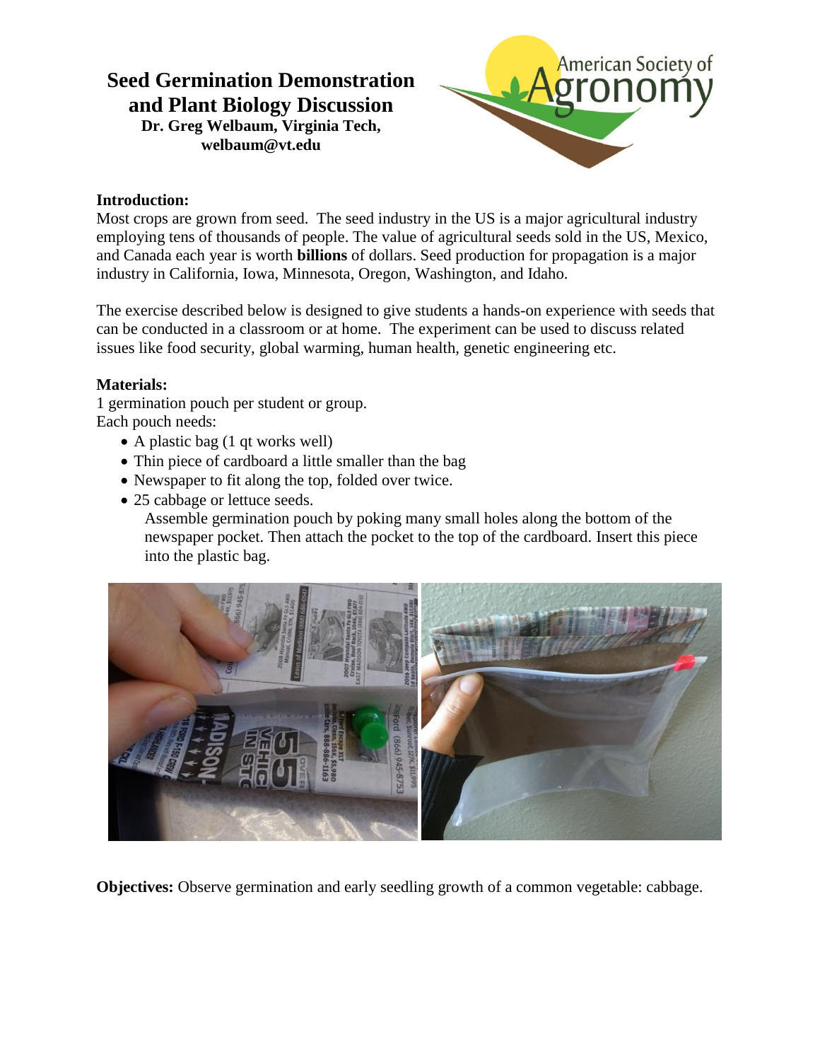# Seed Germination Demonstration and Plant Biology Discussion

**Dr. Greg Welbaum, Virginia Tech,**
**welbaum@vt.edu**

American Society of Agronomy

**Introduction:**

Most crops are grown from seed. The seed industry in the US is a major agricultural industry employing tens of thousands of people. The value of agricultural seeds sold in the US, Mexico, and Canada each year is worth **billions** of dollars. Seed production for propagation is a major industry in California, Iowa, Minnesota, Oregon, Washington, and Idaho.

The exercise described below is designed to give students a hands-on experience with seeds that can be conducted in a classroom or at home. The experiment can be used to discuss related issues like food security, global warming, human health, genetic engineering etc.

**Materials:**

1 germination pouch per student or group.
Each pouch needs:

- A plastic bag (1 qt works well)
- Thin piece of cardboard a little smaller than the bag
- Newspaper to fit along the top, folded over twice.
- 25 cabbage or lettuce seeds.

  Assemble germination pouch by poking many small holes along the bottom of the newspaper pocket. Then attach the pocket to the top of the cardboard. Insert this piece into the plastic bag.

**Objectives:** Observe germination and early seedling growth of a common vegetable: cabbage.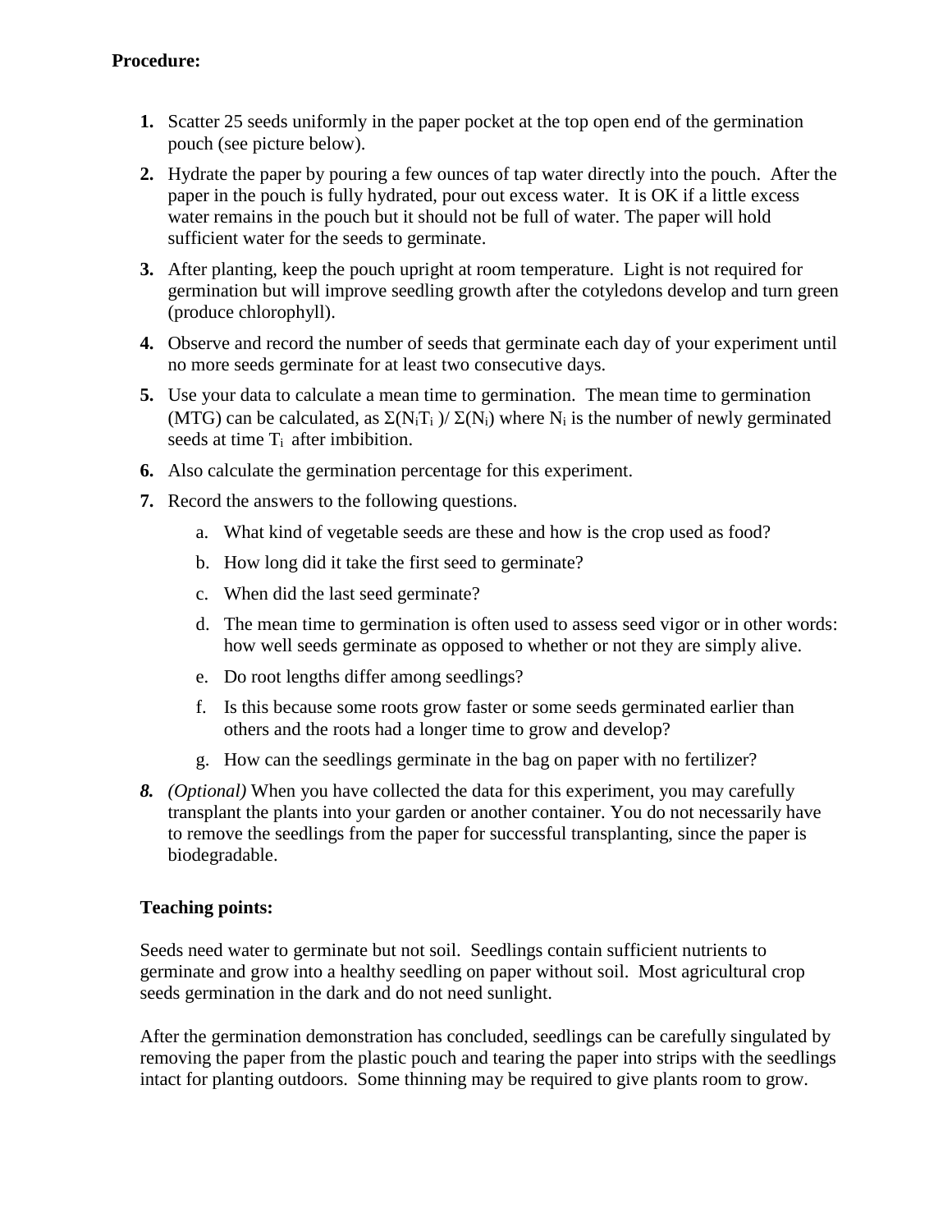**Procedure:**

1. Scatter 25 seeds uniformly in the paper pocket at the top open end of the germination pouch (see picture below).
2. Hydrate the paper by pouring a few ounces of tap water directly into the pouch. After the paper in the pouch is fully hydrated, pour out excess water. It is OK if a little excess water remains in the pouch but it should not be full of water. The paper will hold sufficient water for the seeds to germinate.
3. After planting, keep the pouch upright at room temperature. Light is not required for germination but will improve seedling growth after the cotyledons develop and turn green (produce chlorophyll).
4. Observe and record the number of seeds that germinate each day of your experiment until no more seeds germinate for at least two consecutive days.
5. Use your data to calculate a mean time to germination. The mean time to germination (MTG) can be calculated, as $\Sigma(N_i T_i)/\Sigma(N_i)$ where $N_i$ is the number of newly germinated seeds at time $T_i$ after imbibition.
6. Also calculate the germination percentage for this experiment.
7. Record the answers to the following questions.
   a. What kind of vegetable seeds are these and how is the crop used as food?
   b. How long did it take the first seed to germinate?
   c. When did the last seed germinate?
   d. The mean time to germination is often used to assess seed vigor or in other words: how well seeds germinate as opposed to whether or not they are simply alive.
   e. Do root lengths differ among seedlings?
   f. Is this because some roots grow faster or some seeds germinated earlier than others and the roots had a longer time to grow and develop?
   g. How can the seedlings germinate in the bag on paper with no fertilizer?
8. *(Optional)* When you have collected the data for this experiment, you may carefully transplant the plants into your garden or another container. You do not necessarily have to remove the seedlings from the paper for successful transplanting, since the paper is biodegradable.

**Teaching points:**

Seeds need water to germinate but not soil. Seedlings contain sufficient nutrients to germinate and grow into a healthy seedling on paper without soil. Most agricultural crop seeds germination in the dark and do not need sunlight.

After the germination demonstration has concluded, seedlings can be carefully singulated by removing the paper from the plastic pouch and tearing the paper into strips with the seedlings intact for planting outdoors. Some thinning may be required to give plants room to grow.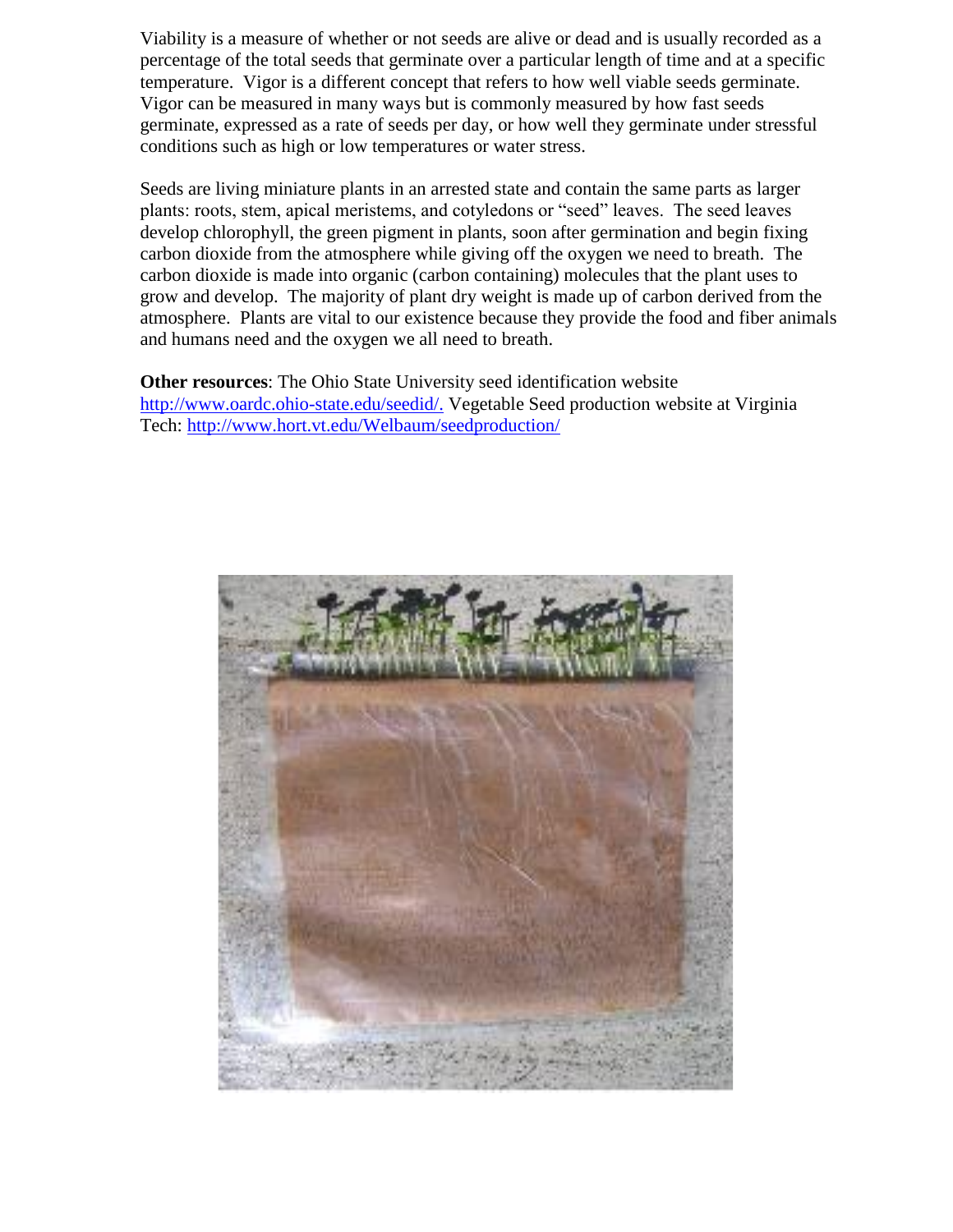Viability is a measure of whether or not seeds are alive or dead and is usually recorded as a percentage of the total seeds that germinate over a particular length of time and at a specific temperature. Vigor is a different concept that refers to how well viable seeds germinate. Vigor can be measured in many ways but is commonly measured by how fast seeds germinate, expressed as a rate of seeds per day, or how well they germinate under stressful conditions such as high or low temperatures or water stress.

Seeds are living miniature plants in an arrested state and contain the same parts as larger plants: roots, stem, apical meristems, and cotyledons or "seed" leaves. The seed leaves develop chlorophyll, the green pigment in plants, soon after germination and begin fixing carbon dioxide from the atmosphere while giving off the oxygen we need to breath. The carbon dioxide is made into organic (carbon containing) molecules that the plant uses to grow and develop. The majority of plant dry weight is made up of carbon derived from the atmosphere. Plants are vital to our existence because they provide the food and fiber animals and humans need and the oxygen we all need to breath.

**Other resources**: The Ohio State University seed identification website http://www.oardc.ohio-state.edu/seedid/. Vegetable Seed production website at Virginia Tech: http://www.hort.vt.edu/Welbaum/seedproduction/